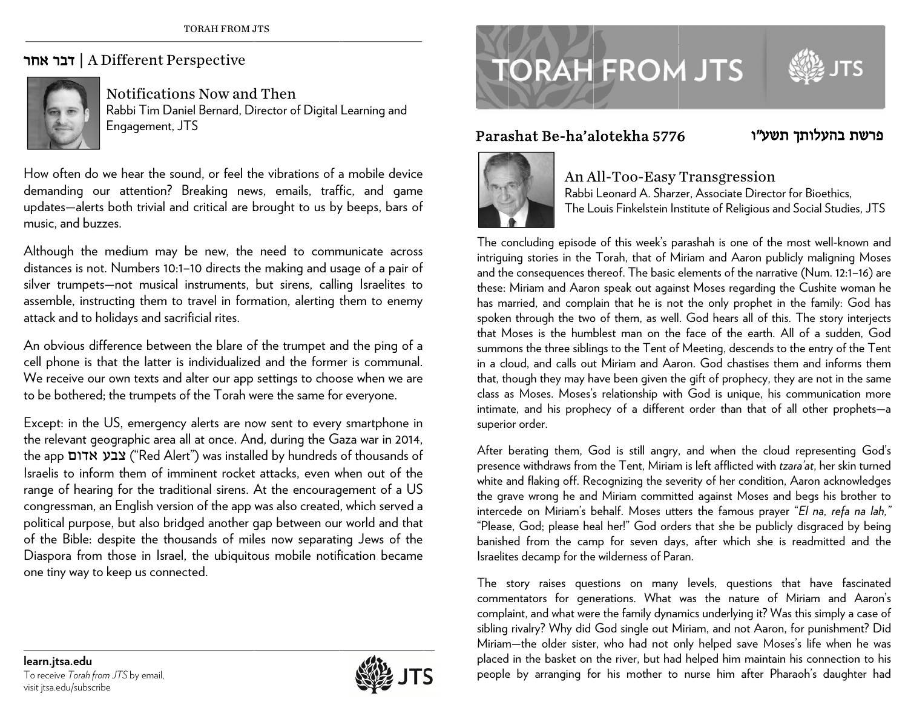# TORAH FROM JTS

## Parashat Be-ha'alotekha 5776 פרשת בהעלותך תשע״ו

### An All-Too-Easy Transgression

Rabbi Leonard A. Sharzer, Associate Director for Bioethics, The Louis Finkelstein Institute of Religious and Social Studies, JTS

The concluding episode of this week's parashah is one of the most well-known and intriguing stories in the Torah, that of Miriam and Aaron publicly maligning Moses and the consequences thereof. The basic elements of the narrative (Num. 12:1–16) are these: Miriam and Aaron speak out against Moses regarding the Cushite woman he has married, and complain that he is not the only prophet in the family: God has spoken through the two of them, as well. God hears all of this. The story interjects that Moses is the humblest man on the face of the earth. All of a sudden, God summons the three siblings to the Tent of Meeting, descends to the entry of the Tent in a cloud, and calls out Miriam and Aaron. God chastises them and informs them that, though they may have been given the gift of prophecy, they are not in the same class as Moses. Moses's relationship with God is unique, his communication more intimate, and his prophecy of a different order than that of all other prophets—a superior order.

After berating them, God is still angry, and when the cloud representing God's presence withdraws from the Tent, Miriam is left afflicted with *tzara'at*, her skin turned white and flaking off. Recognizing the severity of her condition, Aaron acknowledges the grave wrong he and Miriam committed against Moses and begs his brother to intercede on Miriam's behalf. Moses utters the famous prayer "*El na, refa na lah,*" "Please, God; please heal her!" God orders that she be publicly disgraced by being banished from the camp for seven days, after which she is readmitted and the Israelites decamp for the wilderness of Paran.

The story raises questions on many levels, questions that have fascinated commentators for generations. What was the nature of Miriam and Aaron's complaint, and what were the family dynamics underlying it? Was this simply a case of sibling rivalry? Why did God single out Miriam, and not Aaron, for punishment? Did Miriam—the older sister, who had not only helped save Moses's life when he was placed in the basket on the river, but had helped him maintain his connection to his people by arranging for his mother to nurse him after Pharaoh's daughter had

---

## דבר אחר | A Different Perspective

### Notifications Now and Then

Rabbi Tim Daniel Bernard, Director of Digital Learning and Engagement, JTS

How often do we hear the sound, or feel the vibrations of a mobile device demanding our attention? Breaking news, emails, traffic, and game updates—alerts both trivial and critical are brought to us by beeps, bars of music, and buzzes.

Although the medium may be new, the need to communicate across distances is not. Numbers 10:1–10 directs the making and usage of a pair of silver trumpets—not musical instruments, but sirens, calling Israelites to assemble, instructing them to travel in formation, alerting them to enemy attack and to holidays and sacrificial rites.

An obvious difference between the blare of the trumpet and the ping of a cell phone is that the latter is individualized and the former is communal. We receive our own texts and alter our app settings to choose when we are to be bothered; the trumpets of the Torah were the same for everyone.

Except: in the US, emergency alerts are now sent to every smartphone in the relevant geographic area all at once. And, during the Gaza war in 2014, the app צבע אדום ("Red Alert") was installed by hundreds of thousands of Israelis to inform them of imminent rocket attacks, even when out of the range of hearing for the traditional sirens. At the encouragement of a US congressman, an English version of the app was also created, which served a political purpose, but also bridged another gap between our world and that of the Bible: despite the thousands of miles now separating Jews of the Diaspora from those in Israel, the ubiquitous mobile notification became one tiny way to keep us connected.

**learn.jtsa.edu**

To receive *Torah from JTS* by email, visit jtsa.edu/subscribe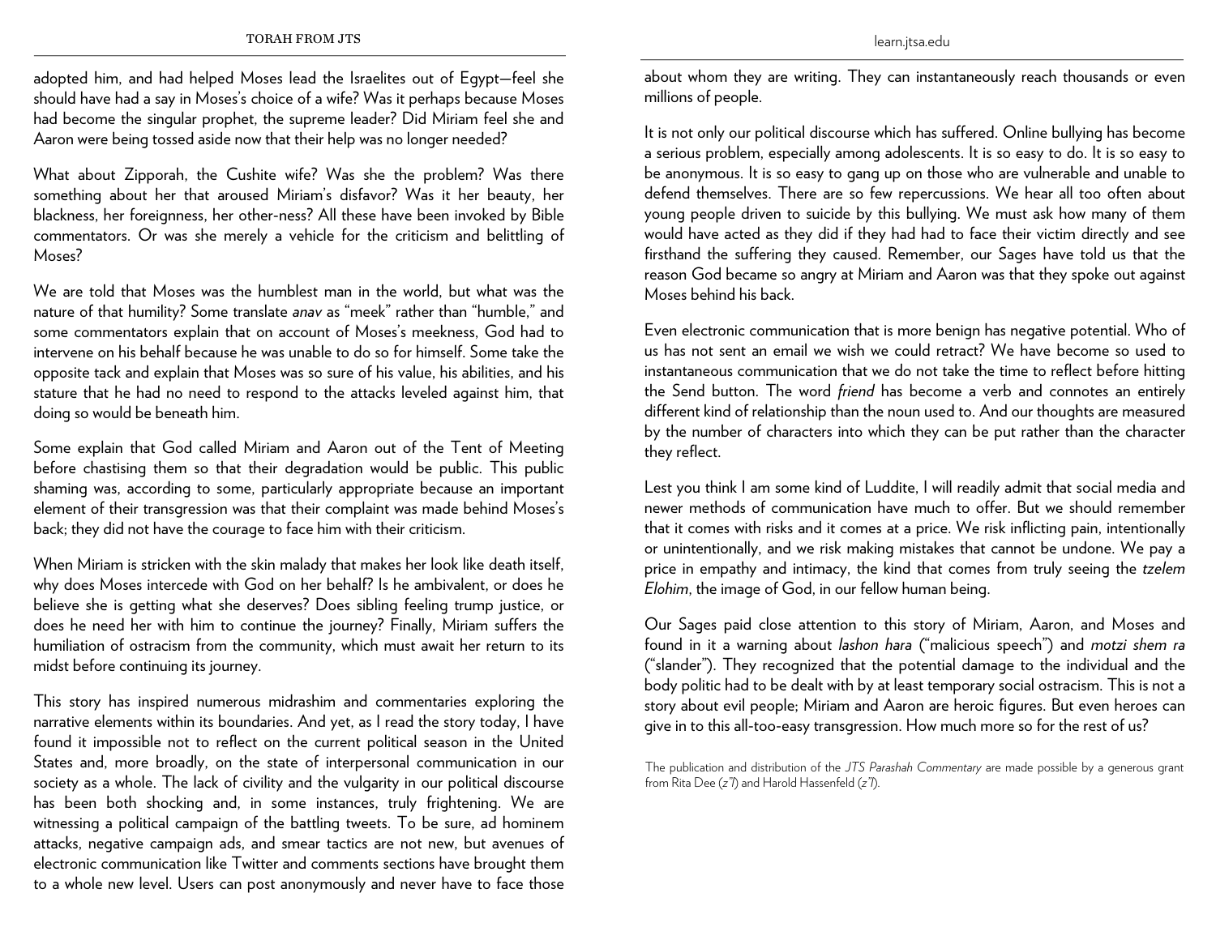adopted him, and had helped Moses lead the Israelites out of Egypt—feel she should have had a say in Moses's choice of a wife? Was it perhaps because Moses had become the singular prophet, the supreme leader? Did Miriam feel she and Aaron were being tossed aside now that their help was no longer needed?

What about Zipporah, the Cushite wife? Was she the problem? Was there something about her that aroused Miriam's disfavor? Was it her beauty, her blackness, her foreignness, her other-ness? All these have been invoked by Bible commentators. Or was she merely a vehicle for the criticism and belittling of Moses?

We are told that Moses was the humblest man in the world, but what was the nature of that humility? Some translate *anav* as "meek" rather than "humble," and some commentators explain that on account of Moses's meekness, God had to intervene on his behalf because he was unable to do so for himself. Some take the opposite tack and explain that Moses was so sure of his value, his abilities, and his stature that he had no need to respond to the attacks leveled against him, that doing so would be beneath him.

Some explain that God called Miriam and Aaron out of the Tent of Meeting before chastising them so that their degradation would be public. This public shaming was, according to some, particularly appropriate because an important element of their transgression was that their complaint was made behind Moses's back; they did not have the courage to face him with their criticism.

When Miriam is stricken with the skin malady that makes her look like death itself, why does Moses intercede with God on her behalf? Is he ambivalent, or does he believe she is getting what she deserves? Does sibling feeling trump justice, or does he need her with him to continue the journey? Finally, Miriam suffers the humiliation of ostracism from the community, which must await her return to its midst before continuing its journey.

This story has inspired numerous midrashim and commentaries exploring the narrative elements within its boundaries. And yet, as I read the story today, I have found it impossible not to reflect on the current political season in the United States and, more broadly, on the state of interpersonal communication in our society as a whole. The lack of civility and the vulgarity in our political discourse has been both shocking and, in some instances, truly frightening. We are witnessing a political campaign of the battling tweets. To be sure, ad hominem attacks, negative campaign ads, and smear tactics are not new, but avenues of electronic communication like Twitter and comments sections have brought them to a whole new level. Users can post anonymously and never have to face those about whom they are writing. They can instantaneously reach thousands or even millions of people.

It is not only our political discourse which has suffered. Online bullying has become a serious problem, especially among adolescents. It is so easy to do. It is so easy to be anonymous. It is so easy to gang up on those who are vulnerable and unable to defend themselves. There are so few repercussions. We hear all too often about young people driven to suicide by this bullying. We must ask how many of them would have acted as they did if they had had to face their victim directly and see firsthand the suffering they caused. Remember, our Sages have told us that the reason God became so angry at Miriam and Aaron was that they spoke out against Moses behind his back.

Even electronic communication that is more benign has negative potential. Who of us has not sent an email we wish we could retract? We have become so used to instantaneous communication that we do not take the time to reflect before hitting the Send button. The word *friend* has become a verb and connotes an entirely different kind of relationship than the noun used to. And our thoughts are measured by the number of characters into which they can be put rather than the character they reflect.

Lest you think I am some kind of Luddite, I will readily admit that social media and newer methods of communication have much to offer. But we should remember that it comes with risks and it comes at a price. We risk inflicting pain, intentionally or unintentionally, and we risk making mistakes that cannot be undone. We pay a price in empathy and intimacy, the kind that comes from truly seeing the *tzelem Elohim*, the image of God, in our fellow human being.

Our Sages paid close attention to this story of Miriam, Aaron, and Moses and found in it a warning about *lashon hara* ("malicious speech") and *motzi shem ra* ("slander"). They recognized that the potential damage to the individual and the body politic had to be dealt with by at least temporary social ostracism. This is not a story about evil people; Miriam and Aaron are heroic figures. But even heroes can give in to this all-too-easy transgression. How much more so for the rest of us?

The publication and distribution of the *JTS Parashah Commentary* are made possible by a generous grant from Rita Dee (*z"l*) and Harold Hassenfeld (*z"l*).